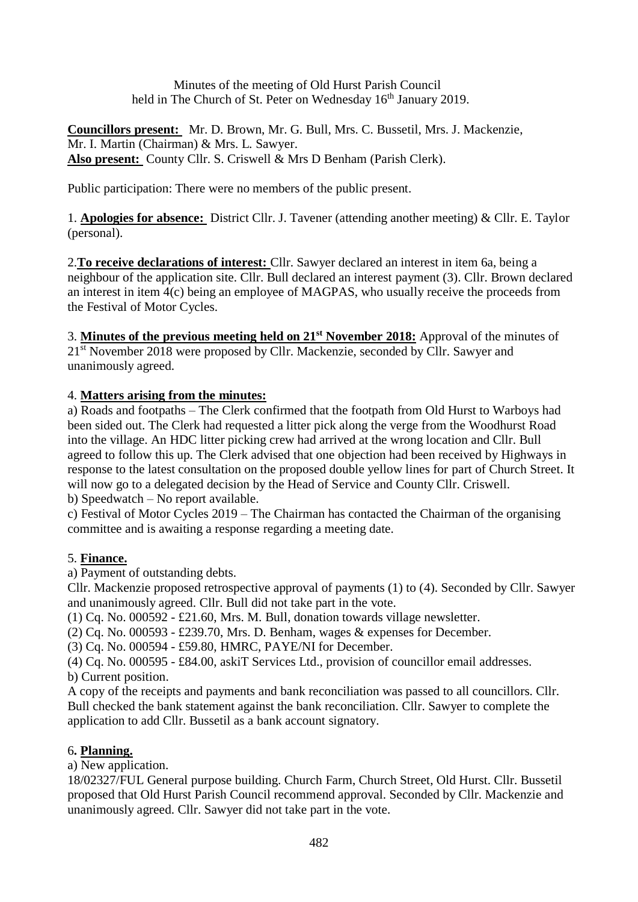Minutes of the meeting of Old Hurst Parish Council
held in The Church of St. Peter on Wednesday 16th January 2019.

**Councillors present:** Mr. D. Brown, Mr. G. Bull, Mrs. C. Bussetil, Mrs. J. Mackenzie, Mr. I. Martin (Chairman) & Mrs. L. Sawyer.
**Also present:** County Cllr. S. Criswell & Mrs D Benham (Parish Clerk).

Public participation: There were no members of the public present.

1. **Apologies for absence:** District Cllr. J. Tavener (attending another meeting) & Cllr. E. Taylor (personal).

2. **To receive declarations of interest:** Cllr. Sawyer declared an interest in item 6a, being a neighbour of the application site. Cllr. Bull declared an interest payment (3). Cllr. Brown declared an interest in item 4(c) being an employee of MAGPAS, who usually receive the proceeds from the Festival of Motor Cycles.

3. **Minutes of the previous meeting held on 21st November 2018:** Approval of the minutes of 21st November 2018 were proposed by Cllr. Mackenzie, seconded by Cllr. Sawyer and unanimously agreed.

4. **Matters arising from the minutes:**

a) Roads and footpaths – The Clerk confirmed that the footpath from Old Hurst to Warboys had been sided out. The Clerk had requested a litter pick along the verge from the Woodhurst Road into the village. An HDC litter picking crew had arrived at the wrong location and Cllr. Bull agreed to follow this up. The Clerk advised that one objection had been received by Highways in response to the latest consultation on the proposed double yellow lines for part of Church Street. It will now go to a delegated decision by the Head of Service and County Cllr. Criswell.

b) Speedwatch – No report available.

c) Festival of Motor Cycles 2019 – The Chairman has contacted the Chairman of the organising committee and is awaiting a response regarding a meeting date.

5. **Finance.**

a) Payment of outstanding debts.

Cllr. Mackenzie proposed retrospective approval of payments (1) to (4). Seconded by Cllr. Sawyer and unanimously agreed. Cllr. Bull did not take part in the vote.

(1) Cq. No. 000592 - £21.60, Mrs. M. Bull, donation towards village newsletter.

(2) Cq. No. 000593 - £239.70, Mrs. D. Benham, wages & expenses for December.

(3) Cq. No. 000594 - £59.80, HMRC, PAYE/NI for December.

(4) Cq. No. 000595 - £84.00, askiT Services Ltd., provision of councillor email addresses.

b) Current position.

A copy of the receipts and payments and bank reconciliation was passed to all councillors. Cllr. Bull checked the bank statement against the bank reconciliation. Cllr. Sawyer to complete the application to add Cllr. Bussetil as a bank account signatory.

6. **Planning.**

a) New application.

18/02327/FUL General purpose building. Church Farm, Church Street, Old Hurst. Cllr. Bussetil proposed that Old Hurst Parish Council recommend approval. Seconded by Cllr. Mackenzie and unanimously agreed. Cllr. Sawyer did not take part in the vote.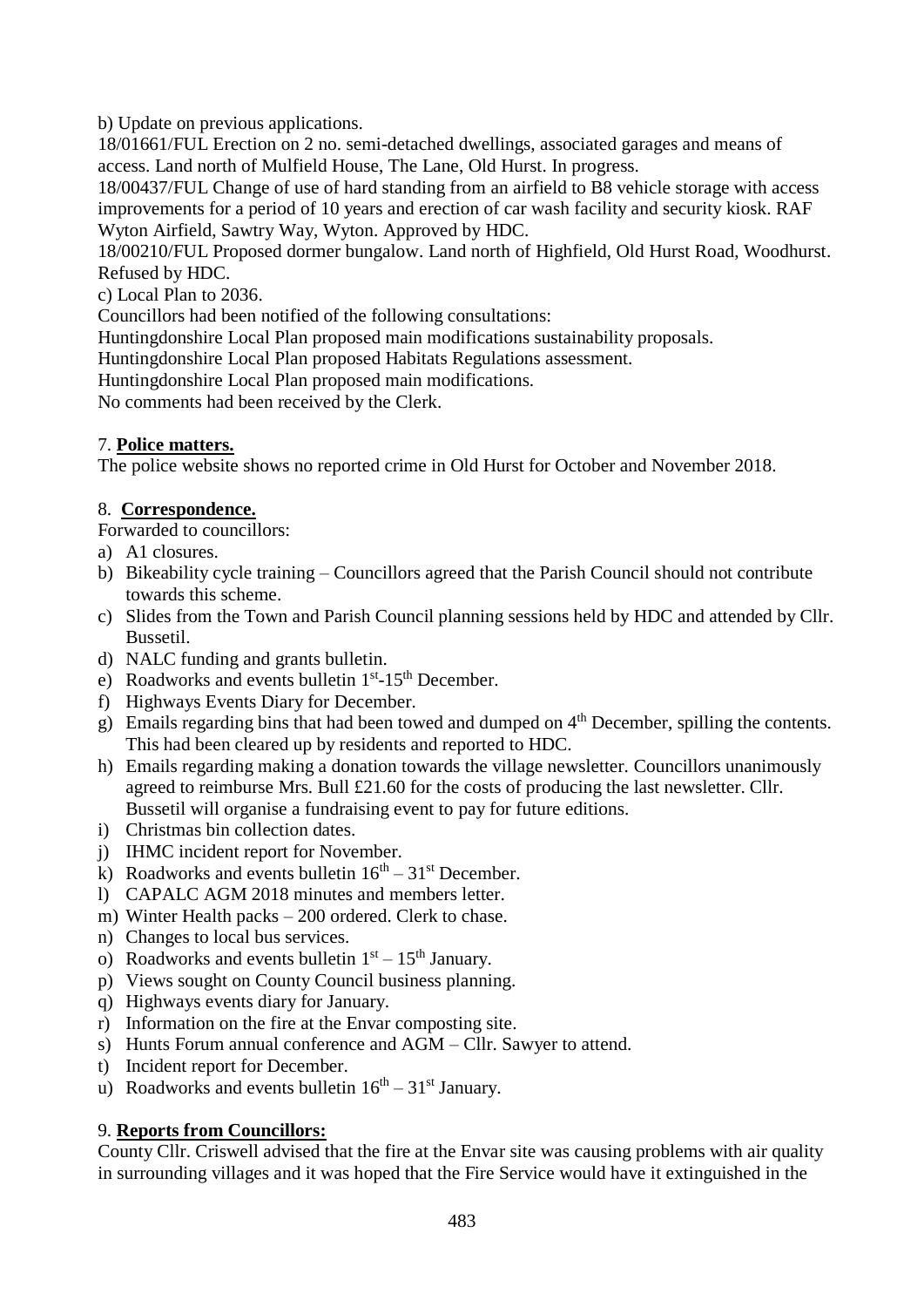b) Update on previous applications.

18/01661/FUL Erection on 2 no. semi-detached dwellings, associated garages and means of access. Land north of Mulfield House, The Lane, Old Hurst. In progress.

18/00437/FUL Change of use of hard standing from an airfield to B8 vehicle storage with access improvements for a period of 10 years and erection of car wash facility and security kiosk. RAF Wyton Airfield, Sawtry Way, Wyton. Approved by HDC.

18/00210/FUL Proposed dormer bungalow. Land north of Highfield, Old Hurst Road, Woodhurst. Refused by HDC.

c) Local Plan to 2036.

Councillors had been notified of the following consultations:

Huntingdonshire Local Plan proposed main modifications sustainability proposals.

Huntingdonshire Local Plan proposed Habitats Regulations assessment.

Huntingdonshire Local Plan proposed main modifications.

No comments had been received by the Clerk.

7. **Police matters.**

The police website shows no reported crime in Old Hurst for October and November 2018.

8. **Correspondence.**

Forwarded to councillors:

a) A1 closures.
b) Bikeability cycle training – Councillors agreed that the Parish Council should not contribute towards this scheme.
c) Slides from the Town and Parish Council planning sessions held by HDC and attended by Cllr. Bussetil.
d) NALC funding and grants bulletin.
e) Roadworks and events bulletin 1st-15th December.
f) Highways Events Diary for December.
g) Emails regarding bins that had been towed and dumped on 4th December, spilling the contents. This had been cleared up by residents and reported to HDC.
h) Emails regarding making a donation towards the village newsletter. Councillors unanimously agreed to reimburse Mrs. Bull £21.60 for the costs of producing the last newsletter. Cllr. Bussetil will organise a fundraising event to pay for future editions.
i) Christmas bin collection dates.
j) IHMC incident report for November.
k) Roadworks and events bulletin 16th – 31st December.
l) CAPALC AGM 2018 minutes and members letter.
m) Winter Health packs – 200 ordered. Clerk to chase.
n) Changes to local bus services.
o) Roadworks and events bulletin 1st – 15th January.
p) Views sought on County Council business planning.
q) Highways events diary for January.
r) Information on the fire at the Envar composting site.
s) Hunts Forum annual conference and AGM – Cllr. Sawyer to attend.
t) Incident report for December.
u) Roadworks and events bulletin 16th – 31st January.

9. **Reports from Councillors:**

County Cllr. Criswell advised that the fire at the Envar site was causing problems with air quality in surrounding villages and it was hoped that the Fire Service would have it extinguished in the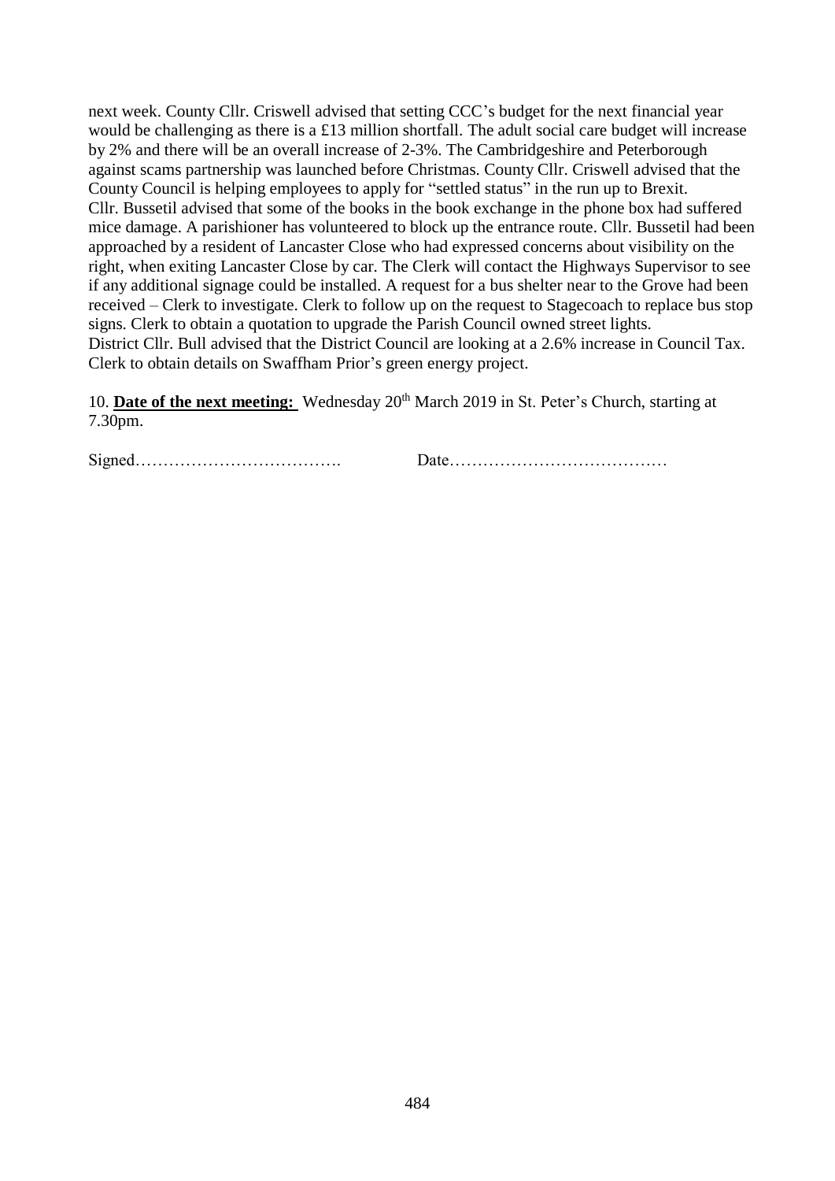next week. County Cllr. Criswell advised that setting CCC's budget for the next financial year would be challenging as there is a £13 million shortfall. The adult social care budget will increase by 2% and there will be an overall increase of 2-3%. The Cambridgeshire and Peterborough against scams partnership was launched before Christmas. County Cllr. Criswell advised that the County Council is helping employees to apply for "settled status" in the run up to Brexit.
Cllr. Bussetil advised that some of the books in the book exchange in the phone box had suffered mice damage. A parishioner has volunteered to block up the entrance route. Cllr. Bussetil had been approached by a resident of Lancaster Close who had expressed concerns about visibility on the right, when exiting Lancaster Close by car. The Clerk will contact the Highways Supervisor to see if any additional signage could be installed. A request for a bus shelter near to the Grove had been received – Clerk to investigate. Clerk to follow up on the request to Stagecoach to replace bus stop signs. Clerk to obtain a quotation to upgrade the Parish Council owned street lights.
District Cllr. Bull advised that the District Council are looking at a 2.6% increase in Council Tax. Clerk to obtain details on Swaffham Prior's green energy project.

10. **Date of the next meeting:** Wednesday 20th March 2019 in St. Peter's Church, starting at 7.30pm.

Signed………………………………. Date…………………………………